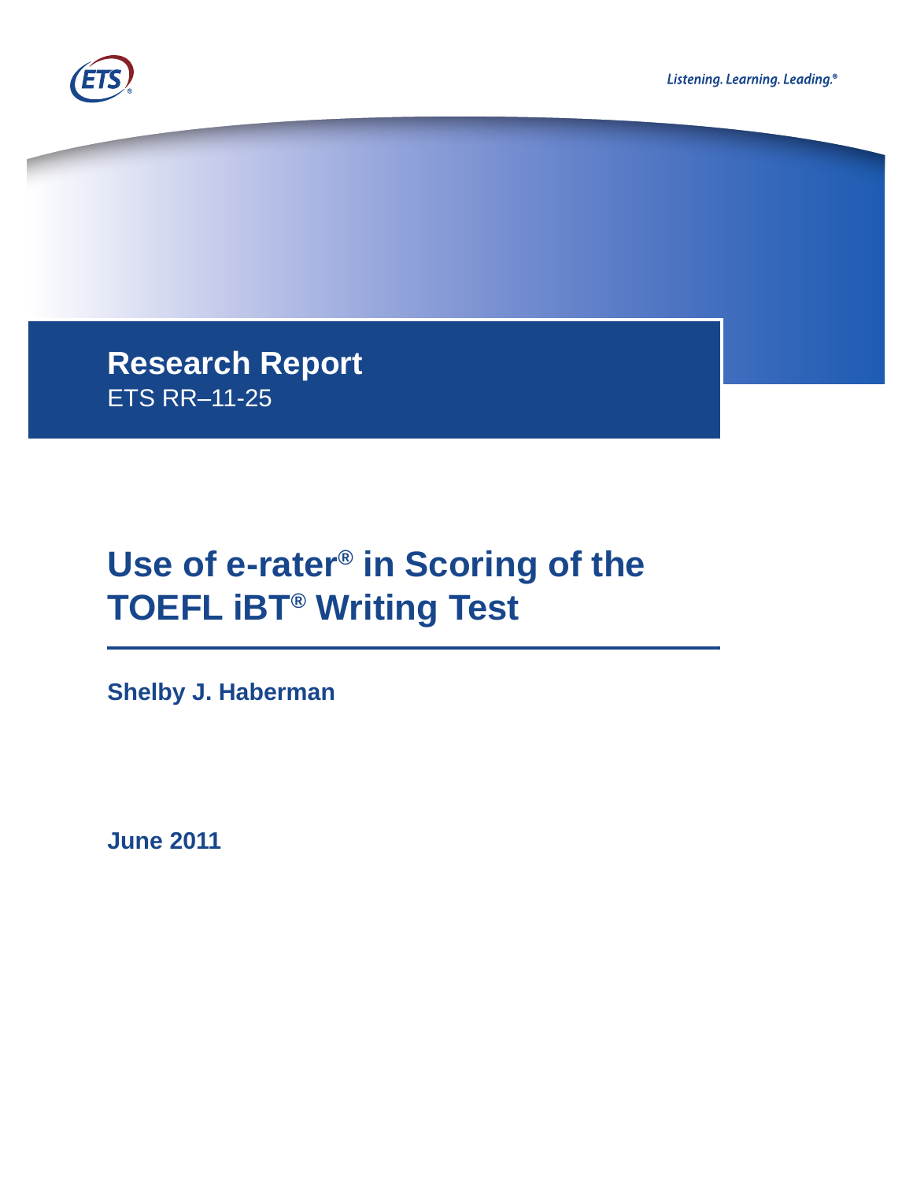ETS

Listening. Learning. Leading.®

**Research Report**

ETS RR–11-25

# Use of e-rater® in Scoring of the TOEFL iBT® Writing Test

**Shelby J. Haberman**

**June 2011**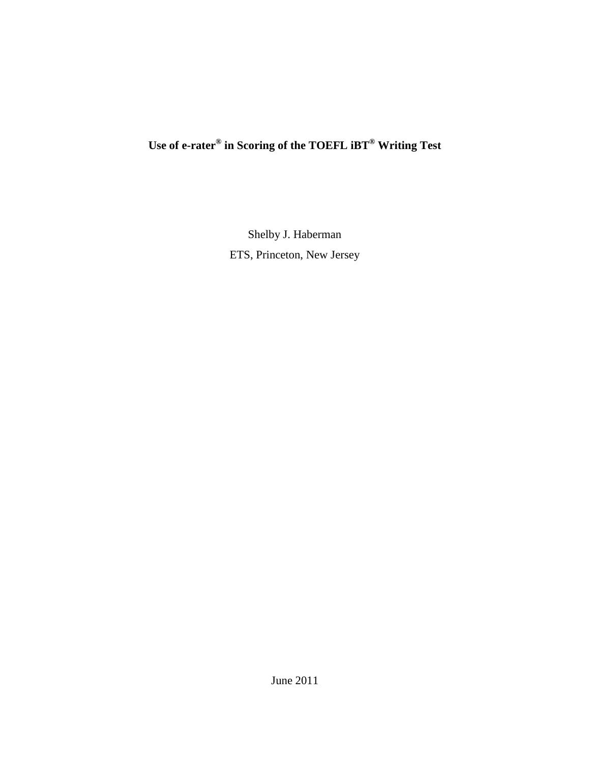**Use of e-rater® in Scoring of the TOEFL iBT® Writing Test**

Shelby J. Haberman

ETS, Princeton, New Jersey

June 2011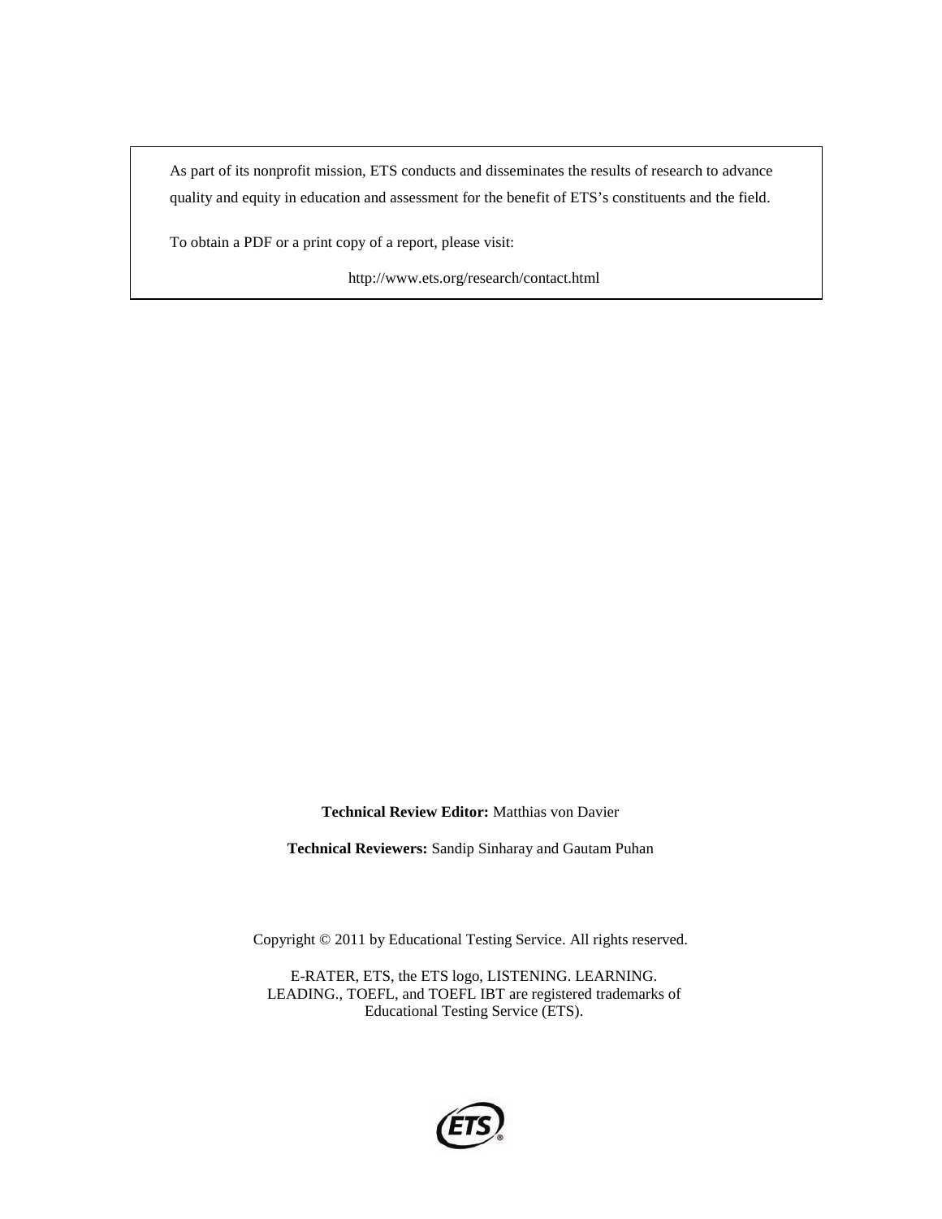As part of its nonprofit mission, ETS conducts and disseminates the results of research to advance quality and equity in education and assessment for the benefit of ETS's constituents and the field.

To obtain a PDF or a print copy of a report, please visit:

http://www.ets.org/research/contact.html

**Technical Review Editor:** Matthias von Davier

**Technical Reviewers:** Sandip Sinharay and Gautam Puhan

Copyright © 2011 by Educational Testing Service. All rights reserved.

E-RATER, ETS, the ETS logo, LISTENING. LEARNING. LEADING., TOEFL, and TOEFL IBT are registered trademarks of Educational Testing Service (ETS).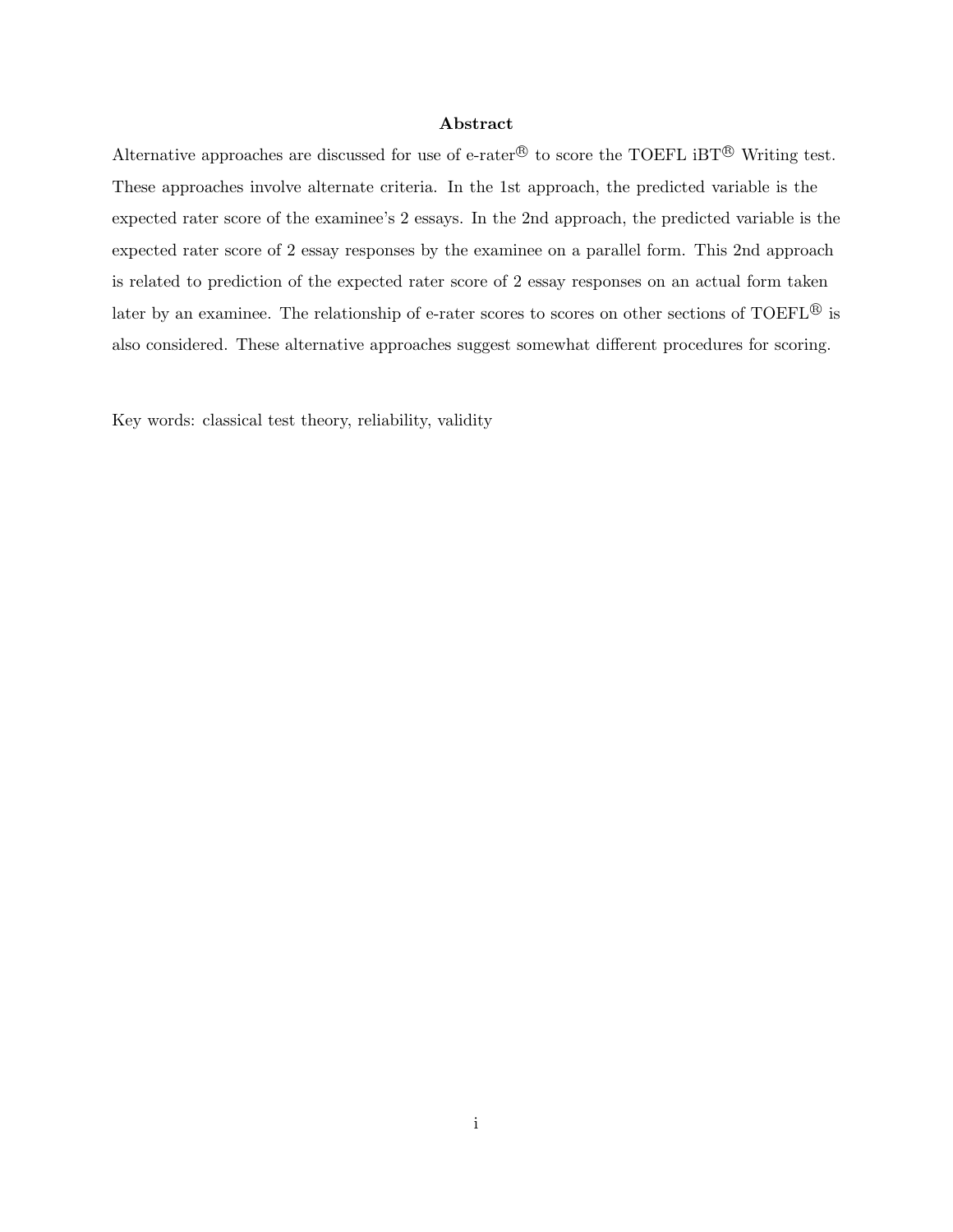## Abstract

Alternative approaches are discussed for use of e-rater® to score the TOEFL iBT® Writing test. These approaches involve alternate criteria. In the 1st approach, the predicted variable is the expected rater score of the examinee's 2 essays. In the 2nd approach, the predicted variable is the expected rater score of 2 essay responses by the examinee on a parallel form. This 2nd approach is related to prediction of the expected rater score of 2 essay responses on an actual form taken later by an examinee. The relationship of e-rater scores to scores on other sections of TOEFL® is also considered. These alternative approaches suggest somewhat different procedures for scoring.

Key words: classical test theory, reliability, validity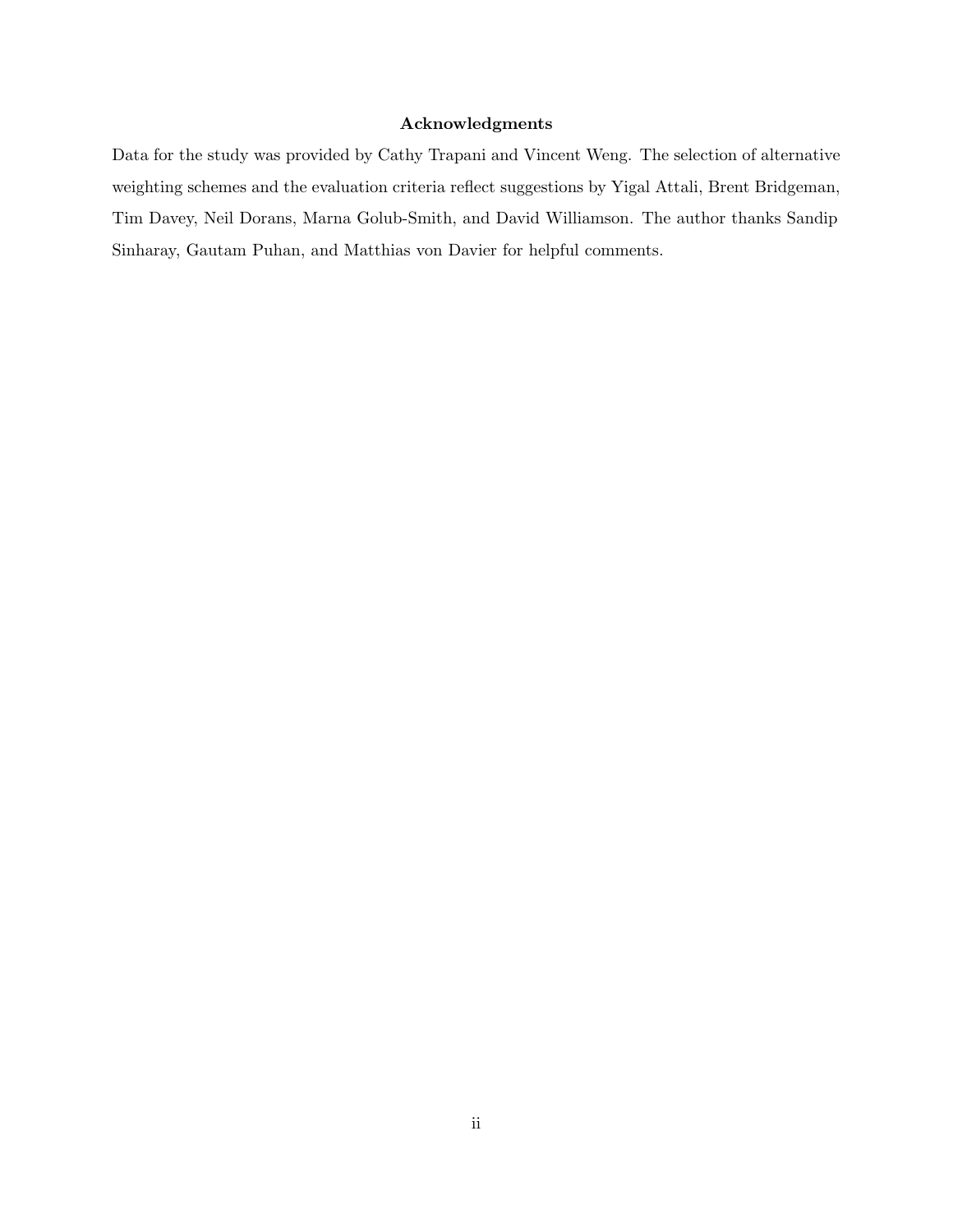## Acknowledgments

Data for the study was provided by Cathy Trapani and Vincent Weng. The selection of alternative weighting schemes and the evaluation criteria reflect suggestions by Yigal Attali, Brent Bridgeman, Tim Davey, Neil Dorans, Marna Golub-Smith, and David Williamson. The author thanks Sandip Sinharay, Gautam Puhan, and Matthias von Davier for helpful comments.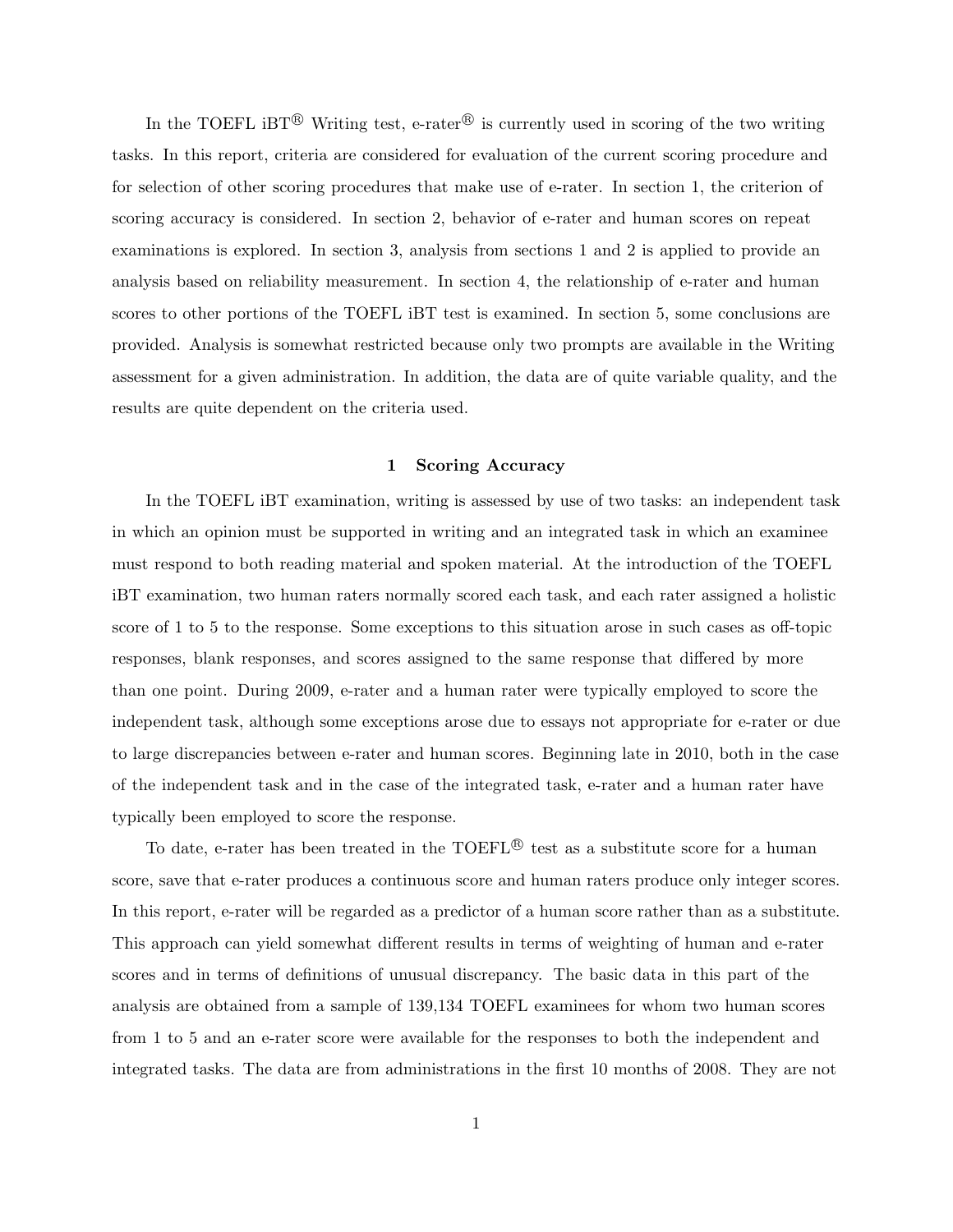In the TOEFL iBT® Writing test, e-rater® is currently used in scoring of the two writing tasks. In this report, criteria are considered for evaluation of the current scoring procedure and for selection of other scoring procedures that make use of e-rater. In section 1, the criterion of scoring accuracy is considered. In section 2, behavior of e-rater and human scores on repeat examinations is explored. In section 3, analysis from sections 1 and 2 is applied to provide an analysis based on reliability measurement. In section 4, the relationship of e-rater and human scores to other portions of the TOEFL iBT test is examined. In section 5, some conclusions are provided. Analysis is somewhat restricted because only two prompts are available in the Writing assessment for a given administration. In addition, the data are of quite variable quality, and the results are quite dependent on the criteria used.

## 1 Scoring Accuracy

In the TOEFL iBT examination, writing is assessed by use of two tasks: an independent task in which an opinion must be supported in writing and an integrated task in which an examinee must respond to both reading material and spoken material. At the introduction of the TOEFL iBT examination, two human raters normally scored each task, and each rater assigned a holistic score of 1 to 5 to the response. Some exceptions to this situation arose in such cases as off-topic responses, blank responses, and scores assigned to the same response that differed by more than one point. During 2009, e-rater and a human rater were typically employed to score the independent task, although some exceptions arose due to essays not appropriate for e-rater or due to large discrepancies between e-rater and human scores. Beginning late in 2010, both in the case of the independent task and in the case of the integrated task, e-rater and a human rater have typically been employed to score the response.

To date, e-rater has been treated in the TOEFL® test as a substitute score for a human score, save that e-rater produces a continuous score and human raters produce only integer scores. In this report, e-rater will be regarded as a predictor of a human score rather than as a substitute. This approach can yield somewhat different results in terms of weighting of human and e-rater scores and in terms of definitions of unusual discrepancy. The basic data in this part of the analysis are obtained from a sample of 139,134 TOEFL examinees for whom two human scores from 1 to 5 and an e-rater score were available for the responses to both the independent and integrated tasks. The data are from administrations in the first 10 months of 2008. They are not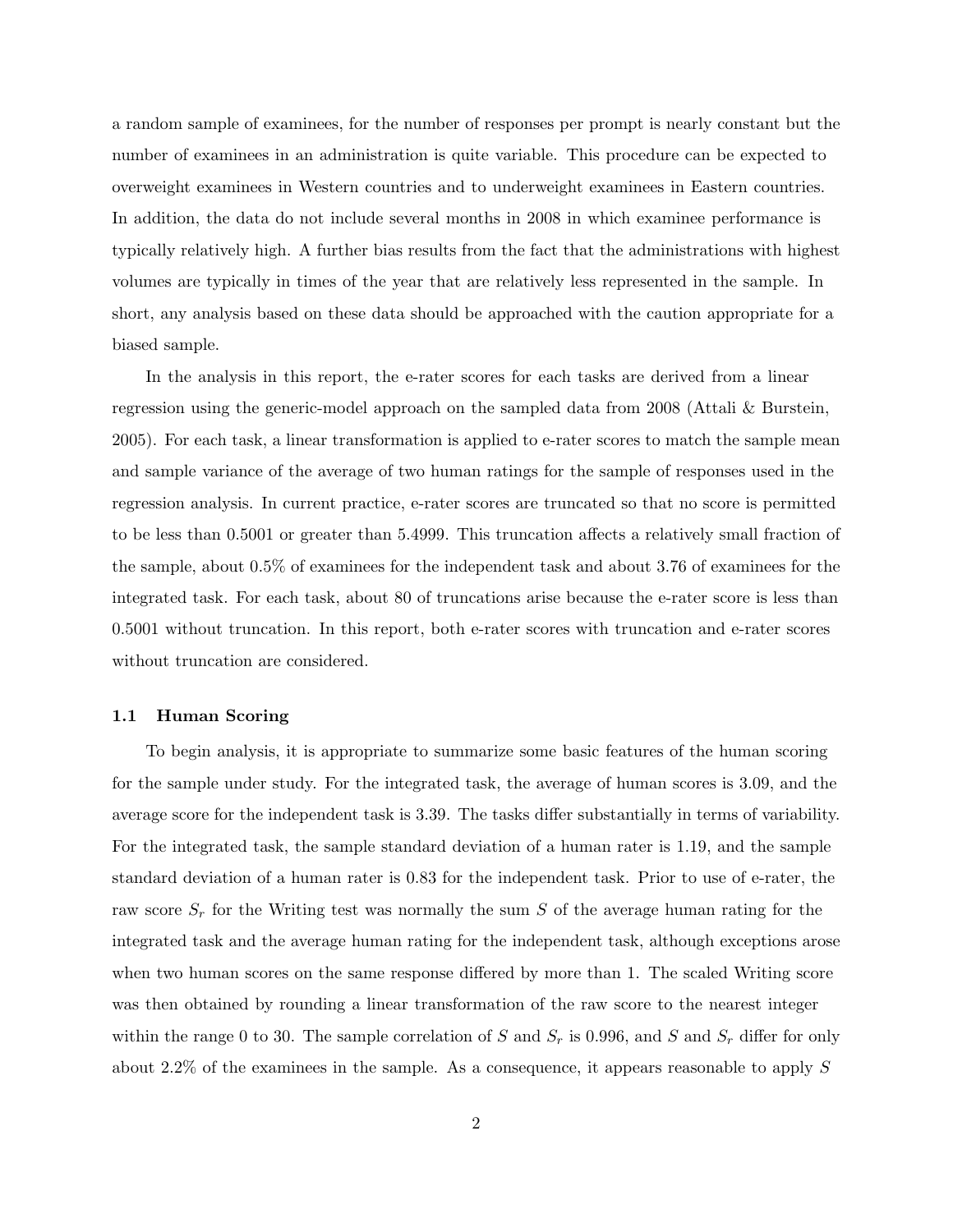a random sample of examinees, for the number of responses per prompt is nearly constant but the number of examinees in an administration is quite variable. This procedure can be expected to overweight examinees in Western countries and to underweight examinees in Eastern countries. In addition, the data do not include several months in 2008 in which examinee performance is typically relatively high. A further bias results from the fact that the administrations with highest volumes are typically in times of the year that are relatively less represented in the sample. In short, any analysis based on these data should be approached with the caution appropriate for a biased sample.

In the analysis in this report, the e-rater scores for each tasks are derived from a linear regression using the generic-model approach on the sampled data from 2008 (Attali & Burstein, 2005). For each task, a linear transformation is applied to e-rater scores to match the sample mean and sample variance of the average of two human ratings for the sample of responses used in the regression analysis. In current practice, e-rater scores are truncated so that no score is permitted to be less than 0.5001 or greater than 5.4999. This truncation affects a relatively small fraction of the sample, about 0.5% of examinees for the independent task and about 3.76 of examinees for the integrated task. For each task, about 80 of truncations arise because the e-rater score is less than 0.5001 without truncation. In this report, both e-rater scores with truncation and e-rater scores without truncation are considered.

### 1.1 Human Scoring

To begin analysis, it is appropriate to summarize some basic features of the human scoring for the sample under study. For the integrated task, the average of human scores is 3.09, and the average score for the independent task is 3.39. The tasks differ substantially in terms of variability. For the integrated task, the sample standard deviation of a human rater is 1.19, and the sample standard deviation of a human rater is 0.83 for the independent task. Prior to use of e-rater, the raw score $S_r$ for the Writing test was normally the sum $S$ of the average human rating for the integrated task and the average human rating for the independent task, although exceptions arose when two human scores on the same response differed by more than 1. The scaled Writing score was then obtained by rounding a linear transformation of the raw score to the nearest integer within the range 0 to 30. The sample correlation of $S$ and $S_r$ is 0.996, and $S$ and $S_r$ differ for only about 2.2% of the examinees in the sample. As a consequence, it appears reasonable to apply $S$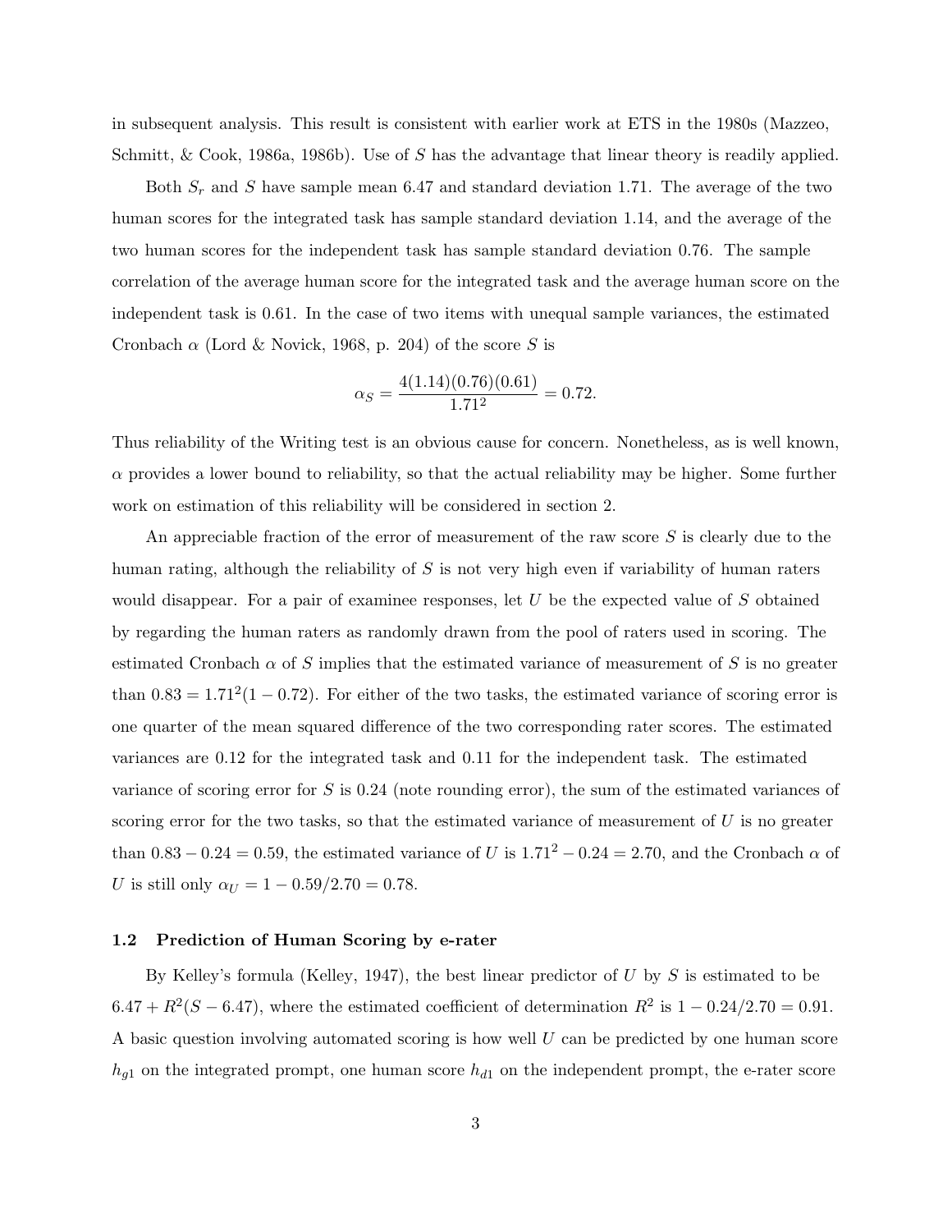in subsequent analysis. This result is consistent with earlier work at ETS in the 1980s (Mazzeo, Schmitt, & Cook, 1986a, 1986b). Use of $S$ has the advantage that linear theory is readily applied.

Both $S_r$ and $S$ have sample mean 6.47 and standard deviation 1.71. The average of the two human scores for the integrated task has sample standard deviation 1.14, and the average of the two human scores for the independent task has sample standard deviation 0.76. The sample correlation of the average human score for the integrated task and the average human score on the independent task is 0.61. In the case of two items with unequal sample variances, the estimated Cronbach $\alpha$ (Lord & Novick, 1968, p. 204) of the score $S$ is

$$\alpha_S = \frac{4(1.14)(0.76)(0.61)}{1.71^2} = 0.72.$$

Thus reliability of the Writing test is an obvious cause for concern. Nonetheless, as is well known, $\alpha$ provides a lower bound to reliability, so that the actual reliability may be higher. Some further work on estimation of this reliability will be considered in section 2.

An appreciable fraction of the error of measurement of the raw score $S$ is clearly due to the human rating, although the reliability of $S$ is not very high even if variability of human raters would disappear. For a pair of examinee responses, let $U$ be the expected value of $S$ obtained by regarding the human raters as randomly drawn from the pool of raters used in scoring. The estimated Cronbach $\alpha$ of $S$ implies that the estimated variance of measurement of $S$ is no greater than $0.83 = 1.71^2(1 - 0.72)$. For either of the two tasks, the estimated variance of scoring error is one quarter of the mean squared difference of the two corresponding rater scores. The estimated variances are 0.12 for the integrated task and 0.11 for the independent task. The estimated variance of scoring error for $S$ is 0.24 (note rounding error), the sum of the estimated variances of scoring error for the two tasks, so that the estimated variance of measurement of $U$ is no greater than $0.83 - 0.24 = 0.59$, the estimated variance of $U$ is $1.71^2 - 0.24 = 2.70$, and the Cronbach $\alpha$ of $U$ is still only $\alpha_U = 1 - 0.59/2.70 = 0.78$.

### 1.2 Prediction of Human Scoring by e-rater

By Kelley's formula (Kelley, 1947), the best linear predictor of $U$ by $S$ is estimated to be $6.47 + R^2(S - 6.47)$, where the estimated coefficient of determination $R^2$ is $1 - 0.24/2.70 = 0.91$. A basic question involving automated scoring is how well $U$ can be predicted by one human score $h_{g1}$ on the integrated prompt, one human score $h_{d1}$ on the independent prompt, the e-rater score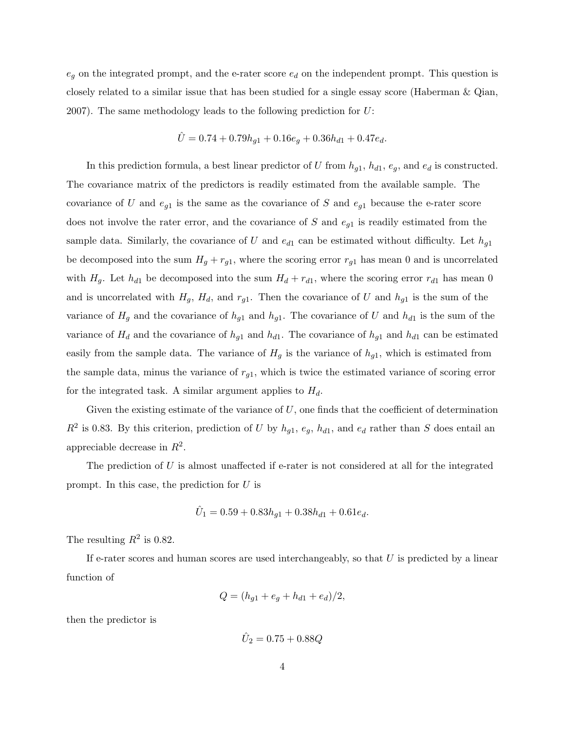$e_g$ on the integrated prompt, and the e-rater score $e_d$ on the independent prompt. This question is closely related to a similar issue that has been studied for a single essay score (Haberman & Qian, 2007). The same methodology leads to the following prediction for $U$:

$$\hat{U} = 0.74 + 0.79h_{g1} + 0.16e_g + 0.36h_{d1} + 0.47e_d.$$

In this prediction formula, a best linear predictor of $U$ from $h_{g1}$, $h_{d1}$, $e_g$, and $e_d$ is constructed. The covariance matrix of the predictors is readily estimated from the available sample. The covariance of $U$ and $e_{g1}$ is the same as the covariance of $S$ and $e_{g1}$ because the e-rater score does not involve the rater error, and the covariance of $S$ and $e_{g1}$ is readily estimated from the sample data. Similarly, the covariance of $U$ and $e_{d1}$ can be estimated without difficulty. Let $h_{g1}$ be decomposed into the sum $H_g + r_{g1}$, where the scoring error $r_{g1}$ has mean 0 and is uncorrelated with $H_g$. Let $h_{d1}$ be decomposed into the sum $H_d + r_{d1}$, where the scoring error $r_{d1}$ has mean 0 and is uncorrelated with $H_g$, $H_d$, and $r_{g1}$. Then the covariance of $U$ and $h_{g1}$ is the sum of the variance of $H_g$ and the covariance of $h_{g1}$ and $h_{g1}$. The covariance of $U$ and $h_{d1}$ is the sum of the variance of $H_d$ and the covariance of $h_{g1}$ and $h_{d1}$. The covariance of $h_{g1}$ and $h_{d1}$ can be estimated easily from the sample data. The variance of $H_g$ is the variance of $h_{g1}$, which is estimated from the sample data, minus the variance of $r_{g1}$, which is twice the estimated variance of scoring error for the integrated task. A similar argument applies to $H_d$.

Given the existing estimate of the variance of $U$, one finds that the coefficient of determination $R^2$ is 0.83. By this criterion, prediction of $U$ by $h_{g1}$, $e_g$, $h_{d1}$, and $e_d$ rather than $S$ does entail an appreciable decrease in $R^2$.

The prediction of $U$ is almost unaffected if e-rater is not considered at all for the integrated prompt. In this case, the prediction for $U$ is

$$\hat{U}_1 = 0.59 + 0.83h_{g1} + 0.38h_{d1} + 0.61e_d.$$

The resulting $R^2$ is 0.82.

If e-rater scores and human scores are used interchangeably, so that $U$ is predicted by a linear function of

$$Q = (h_{g1} + e_g + h_{d1} + e_d)/2,$$

then the predictor is

$$\hat{U}_2 = 0.75 + 0.88Q$$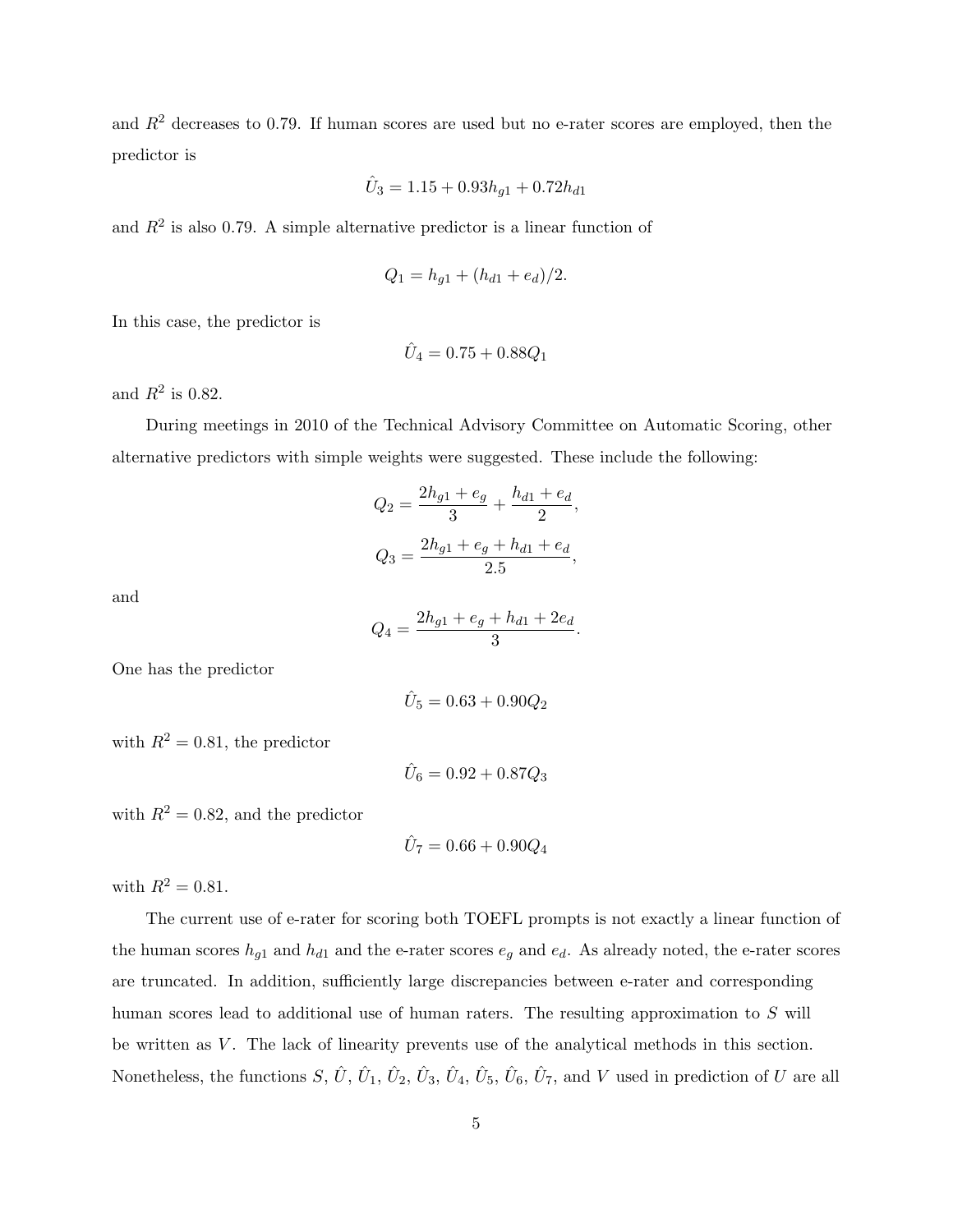and $R^2$ decreases to 0.79. If human scores are used but no e-rater scores are employed, then the predictor is

$$\hat{U}_3 = 1.15 + 0.93h_{g1} + 0.72h_{d1}$$

and $R^2$ is also 0.79. A simple alternative predictor is a linear function of

$$Q_1 = h_{g1} + (h_{d1} + e_d)/2.$$

In this case, the predictor is

$$\hat{U}_4 = 0.75 + 0.88Q_1$$

and $R^2$ is 0.82.

During meetings in 2010 of the Technical Advisory Committee on Automatic Scoring, other alternative predictors with simple weights were suggested. These include the following:

$$Q_2 = \frac{2h_{g1} + e_g}{3} + \frac{h_{d1} + e_d}{2},$$

$$Q_3 = \frac{2h_{g1} + e_g + h_{d1} + e_d}{2.5},$$

and

$$Q_4 = \frac{2h_{g1} + e_g + h_{d1} + 2e_d}{3}.$$

One has the predictor

$$\hat{U}_5 = 0.63 + 0.90Q_2$$

with $R^2 = 0.81$, the predictor

$$\hat{U}_6 = 0.92 + 0.87Q_3$$

with $R^2 = 0.82$, and the predictor

$$\hat{U}_7 = 0.66 + 0.90Q_4$$

with $R^2 = 0.81$.

The current use of e-rater for scoring both TOEFL prompts is not exactly a linear function of the human scores $h_{g1}$ and $h_{d1}$ and the e-rater scores $e_g$ and $e_d$. As already noted, the e-rater scores are truncated. In addition, sufficiently large discrepancies between e-rater and corresponding human scores lead to additional use of human raters. The resulting approximation to $S$ will be written as $V$. The lack of linearity prevents use of the analytical methods in this section. Nonetheless, the functions $S$, $\hat{U}$, $\hat{U}_1$, $\hat{U}_2$, $\hat{U}_3$, $\hat{U}_4$, $\hat{U}_5$, $\hat{U}_6$, $\hat{U}_7$, and $V$ used in prediction of $U$ are all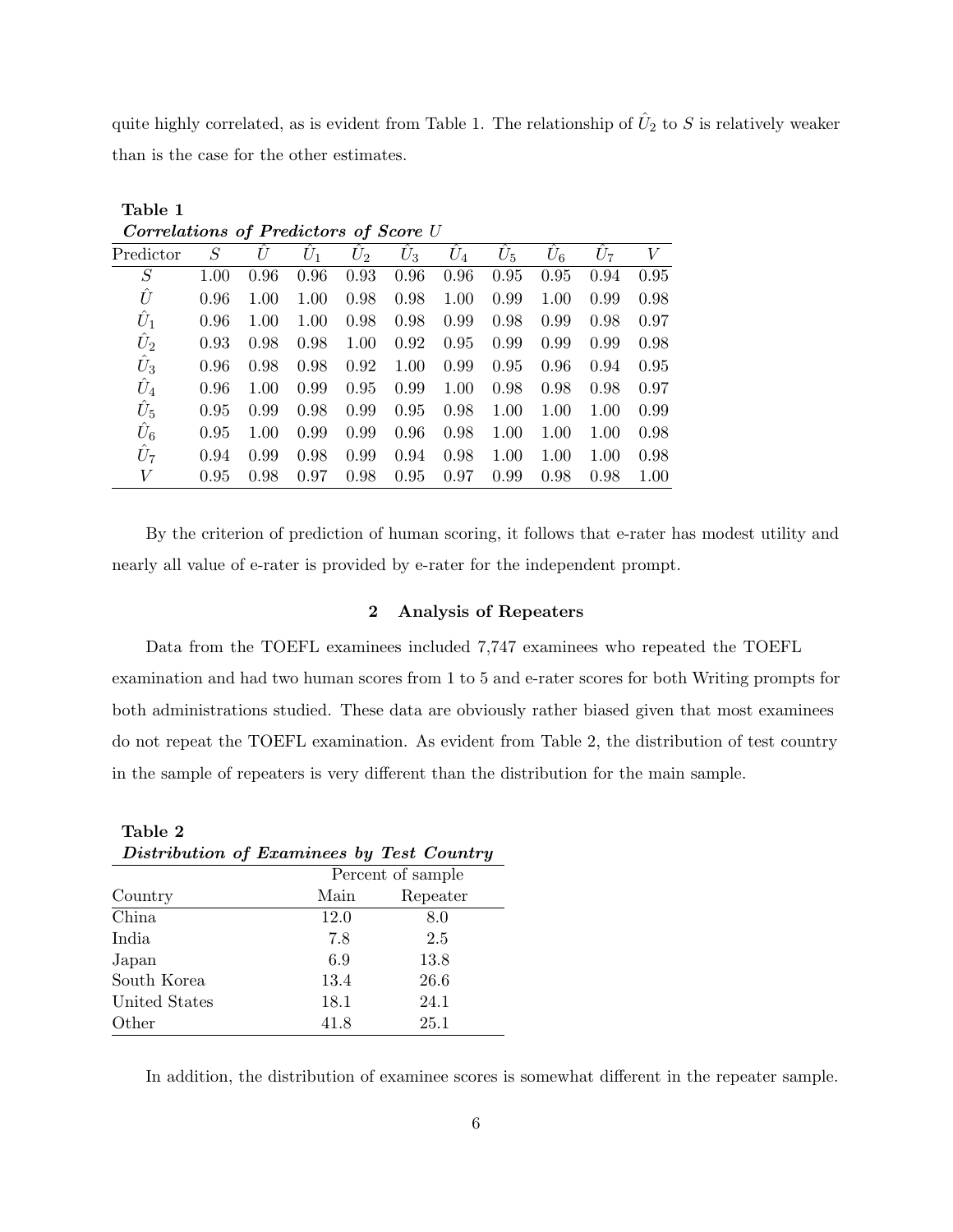quite highly correlated, as is evident from Table 1. The relationship of $\hat{U}_2$ to $S$ is relatively weaker than is the case for the other estimates.

**Table 1**

***Correlations of Predictors of Score*** $U$

| Predictor | $S$ | $\hat{U}$ | $\hat{U}_1$ | $\hat{U}_2$ | $\hat{U}_3$ | $\hat{U}_4$ | $\hat{U}_5$ | $\hat{U}_6$ | $\hat{U}_7$ | $V$ |
|---|---|---|---|---|---|---|---|---|---|---|
| $S$ | 1.00 | 0.96 | 0.96 | 0.93 | 0.96 | 0.96 | 0.95 | 0.95 | 0.94 | 0.95 |
| $\hat{U}$ | 0.96 | 1.00 | 1.00 | 0.98 | 0.98 | 1.00 | 0.99 | 1.00 | 0.99 | 0.98 |
| $\hat{U}_1$ | 0.96 | 1.00 | 1.00 | 0.98 | 0.98 | 0.99 | 0.98 | 0.99 | 0.98 | 0.97 |
| $\hat{U}_2$ | 0.93 | 0.98 | 0.98 | 1.00 | 0.92 | 0.95 | 0.99 | 0.99 | 0.99 | 0.98 |
| $\hat{U}_3$ | 0.96 | 0.98 | 0.98 | 0.92 | 1.00 | 0.99 | 0.95 | 0.96 | 0.94 | 0.95 |
| $\hat{U}_4$ | 0.96 | 1.00 | 0.99 | 0.95 | 0.99 | 1.00 | 0.98 | 0.98 | 0.98 | 0.97 |
| $\hat{U}_5$ | 0.95 | 0.99 | 0.98 | 0.99 | 0.95 | 0.98 | 1.00 | 1.00 | 1.00 | 0.99 |
| $\hat{U}_6$ | 0.95 | 1.00 | 0.99 | 0.99 | 0.96 | 0.98 | 1.00 | 1.00 | 1.00 | 0.98 |
| $\hat{U}_7$ | 0.94 | 0.99 | 0.98 | 0.99 | 0.94 | 0.98 | 1.00 | 1.00 | 1.00 | 0.98 |
| $V$ | 0.95 | 0.98 | 0.97 | 0.98 | 0.95 | 0.97 | 0.99 | 0.98 | 0.98 | 1.00 |

By the criterion of prediction of human scoring, it follows that e-rater has modest utility and nearly all value of e-rater is provided by e-rater for the independent prompt.

## 2 Analysis of Repeaters

Data from the TOEFL examinees included 7,747 examinees who repeated the TOEFL examination and had two human scores from 1 to 5 and e-rater scores for both Writing prompts for both administrations studied. These data are obviously rather biased given that most examinees do not repeat the TOEFL examination. As evident from Table 2, the distribution of test country in the sample of repeaters is very different than the distribution for the main sample.

**Table 2**

***Distribution of Examinees by Test Country***

| | Percent of sample | |
|---|---|---|
| Country | Main | Repeater |
| China | 12.0 | 8.0 |
| India | 7.8 | 2.5 |
| Japan | 6.9 | 13.8 |
| South Korea | 13.4 | 26.6 |
| United States | 18.1 | 24.1 |
| Other | 41.8 | 25.1 |

In addition, the distribution of examinee scores is somewhat different in the repeater sample.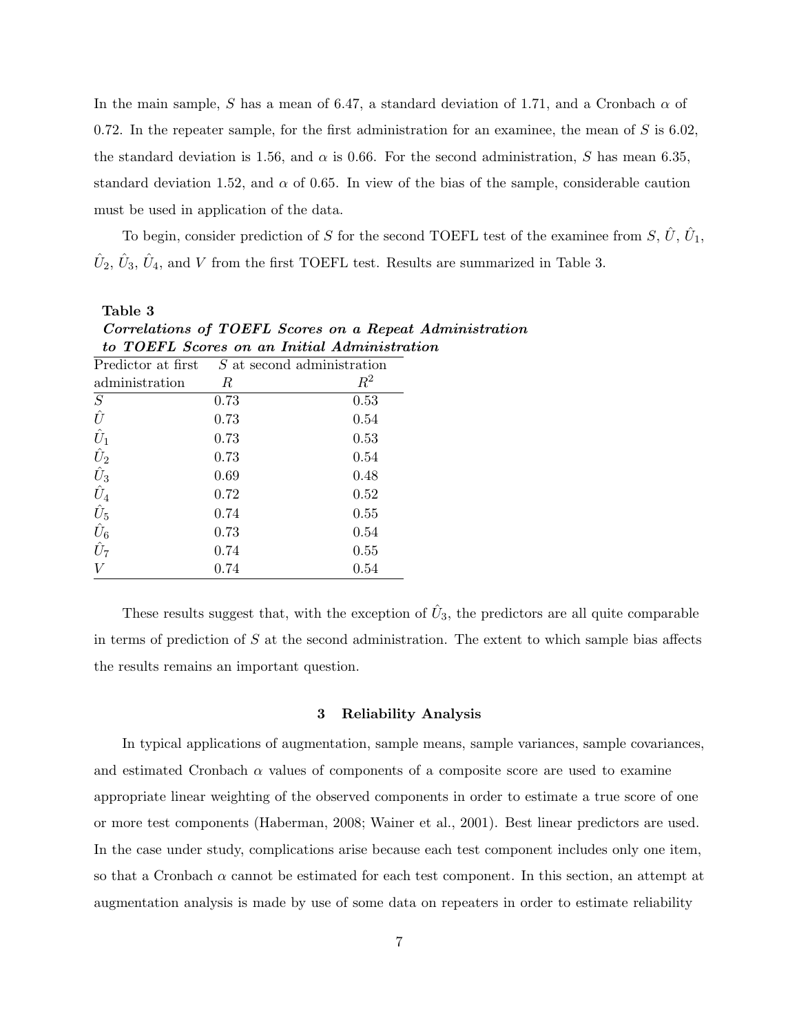In the main sample, $S$ has a mean of 6.47, a standard deviation of 1.71, and a Cronbach $\alpha$ of 0.72. In the repeater sample, for the first administration for an examinee, the mean of $S$ is 6.02, the standard deviation is 1.56, and $\alpha$ is 0.66. For the second administration, $S$ has mean 6.35, standard deviation 1.52, and $\alpha$ of 0.65. In view of the bias of the sample, considerable caution must be used in application of the data.

To begin, consider prediction of $S$ for the second TOEFL test of the examinee from $S$, $\hat{U}$, $\hat{U}_1$, $\hat{U}_2$, $\hat{U}_3$, $\hat{U}_4$, and $V$ from the first TOEFL test. Results are summarized in Table 3.

**Table 3**
***Correlations of TOEFL Scores on a Repeat Administration to TOEFL Scores on an Initial Administration***

| Predictor at first | $S$ at second administration | |
|---|---|---|
| administration | $R$ | $R^2$ |
| $S$ | 0.73 | 0.53 |
| $\hat{U}$ | 0.73 | 0.54 |
| $\hat{U}_1$ | 0.73 | 0.53 |
| $\hat{U}_2$ | 0.73 | 0.54 |
| $\hat{U}_3$ | 0.69 | 0.48 |
| $\hat{U}_4$ | 0.72 | 0.52 |
| $\hat{U}_5$ | 0.74 | 0.55 |
| $\hat{U}_6$ | 0.73 | 0.54 |
| $\hat{U}_7$ | 0.74 | 0.55 |
| $V$ | 0.74 | 0.54 |

These results suggest that, with the exception of $\hat{U}_3$, the predictors are all quite comparable in terms of prediction of $S$ at the second administration. The extent to which sample bias affects the results remains an important question.

## 3 Reliability Analysis

In typical applications of augmentation, sample means, sample variances, sample covariances, and estimated Cronbach $\alpha$ values of components of a composite score are used to examine appropriate linear weighting of the observed components in order to estimate a true score of one or more test components (Haberman, 2008; Wainer et al., 2001). Best linear predictors are used. In the case under study, complications arise because each test component includes only one item, so that a Cronbach $\alpha$ cannot be estimated for each test component. In this section, an attempt at augmentation analysis is made by use of some data on repeaters in order to estimate reliability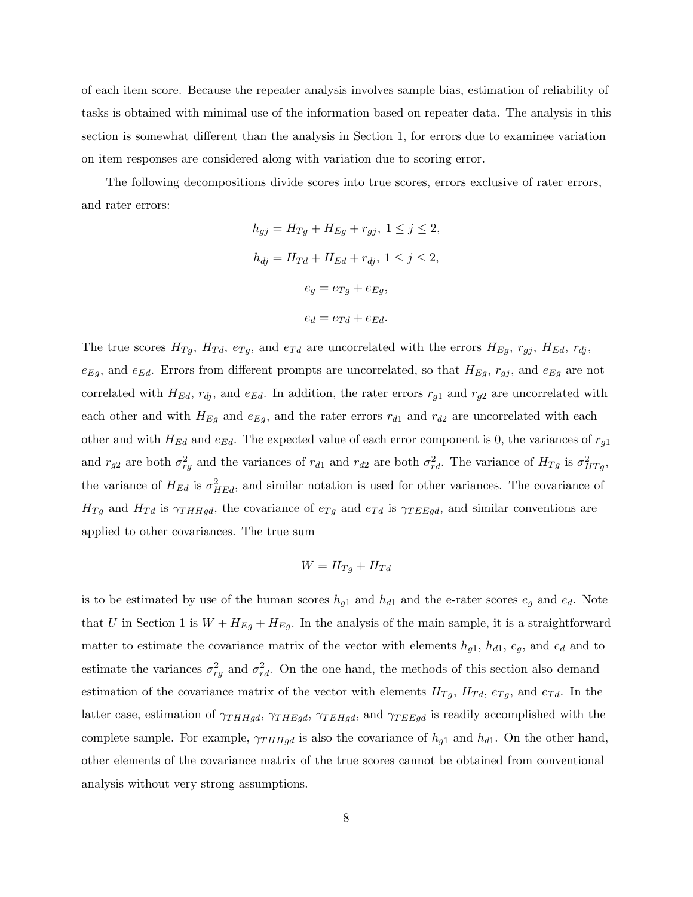of each item score. Because the repeater analysis involves sample bias, estimation of reliability of tasks is obtained with minimal use of the information based on repeater data. The analysis in this section is somewhat different than the analysis in Section 1, for errors due to examinee variation on item responses are considered along with variation due to scoring error.

The following decompositions divide scores into true scores, errors exclusive of rater errors, and rater errors:

$$h_{gj} = H_{Tg} + H_{Eg} + r_{gj},\ 1 \leq j \leq 2,$$

$$h_{dj} = H_{Td} + H_{Ed} + r_{dj},\ 1 \leq j \leq 2,$$

$$e_g = e_{Tg} + e_{Eg},$$

$$e_d = e_{Td} + e_{Ed}.$$

The true scores $H_{Tg}$, $H_{Td}$, $e_{Tg}$, and $e_{Td}$ are uncorrelated with the errors $H_{Eg}$, $r_{gj}$, $H_{Ed}$, $r_{dj}$, $e_{Eg}$, and $e_{Ed}$. Errors from different prompts are uncorrelated, so that $H_{Eg}$, $r_{gj}$, and $e_{Eg}$ are not correlated with $H_{Ed}$, $r_{dj}$, and $e_{Ed}$. In addition, the rater errors $r_{g1}$ and $r_{g2}$ are uncorrelated with each other and with $H_{Eg}$ and $e_{Eg}$, and the rater errors $r_{d1}$ and $r_{d2}$ are uncorrelated with each other and with $H_{Ed}$ and $e_{Ed}$. The expected value of each error component is 0, the variances of $r_{g1}$ and $r_{g2}$ are both $\sigma^2_{rg}$ and the variances of $r_{d1}$ and $r_{d2}$ are both $\sigma^2_{rd}$. The variance of $H_{Tg}$ is $\sigma^2_{HTg}$, the variance of $H_{Ed}$ is $\sigma^2_{HEd}$, and similar notation is used for other variances. The covariance of $H_{Tg}$ and $H_{Td}$ is $\gamma_{THHgd}$, the covariance of $e_{Tg}$ and $e_{Td}$ is $\gamma_{TEEgd}$, and similar conventions are applied to other covariances. The true sum

$$W = H_{Tg} + H_{Td}$$

is to be estimated by use of the human scores $h_{g1}$ and $h_{d1}$ and the e-rater scores $e_g$ and $e_d$. Note that $U$ in Section 1 is $W + H_{Eg} + H_{Eg}$. In the analysis of the main sample, it is a straightforward matter to estimate the covariance matrix of the vector with elements $h_{g1}$, $h_{d1}$, $e_g$, and $e_d$ and to estimate the variances $\sigma^2_{rg}$ and $\sigma^2_{rd}$. On the one hand, the methods of this section also demand estimation of the covariance matrix of the vector with elements $H_{Tg}$, $H_{Td}$, $e_{Tg}$, and $e_{Td}$. In the latter case, estimation of $\gamma_{THHgd}$, $\gamma_{THEgd}$, $\gamma_{TEHgd}$, and $\gamma_{TEEgd}$ is readily accomplished with the complete sample. For example, $\gamma_{THHgd}$ is also the covariance of $h_{g1}$ and $h_{d1}$. On the other hand, other elements of the covariance matrix of the true scores cannot be obtained from conventional analysis without very strong assumptions.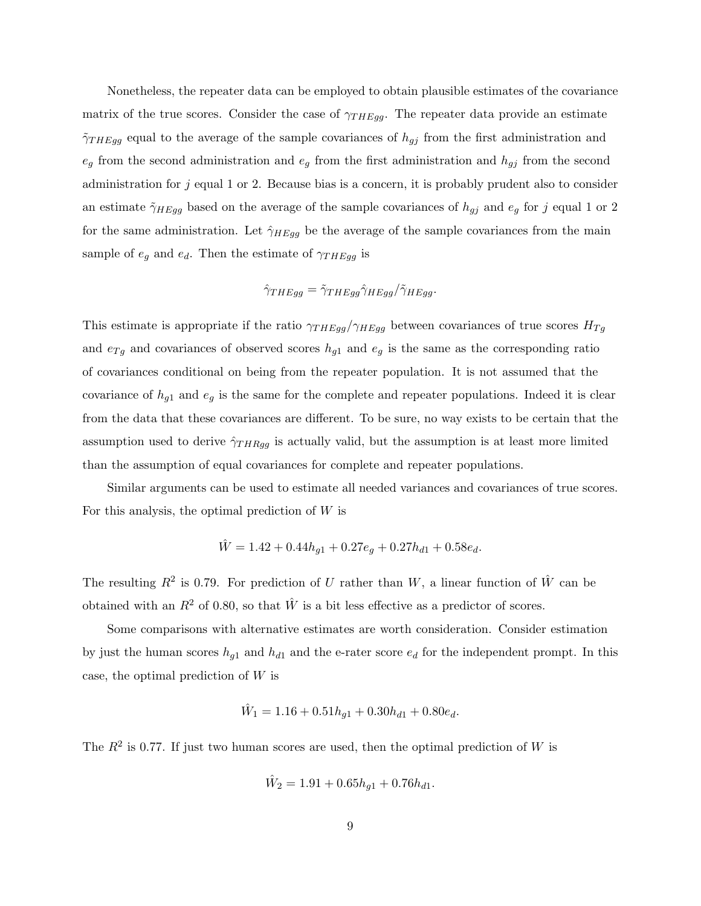Nonetheless, the repeater data can be employed to obtain plausible estimates of the covariance matrix of the true scores. Consider the case of $\gamma_{THEgg}$. The repeater data provide an estimate $\tilde{\gamma}_{THEgg}$ equal to the average of the sample covariances of $h_{gj}$ from the first administration and $e_g$ from the second administration and $e_g$ from the first administration and $h_{gj}$ from the second administration for $j$ equal 1 or 2. Because bias is a concern, it is probably prudent also to consider an estimate $\tilde{\gamma}_{HEgg}$ based on the average of the sample covariances of $h_{gj}$ and $e_g$ for $j$ equal 1 or 2 for the same administration. Let $\hat{\gamma}_{HEgg}$ be the average of the sample covariances from the main sample of $e_g$ and $e_d$. Then the estimate of $\gamma_{THEgg}$ is

$$\hat{\gamma}_{THEgg} = \tilde{\gamma}_{THEgg}\hat{\gamma}_{HEgg}/\tilde{\gamma}_{HEgg}.$$

This estimate is appropriate if the ratio $\gamma_{THEgg}/\gamma_{HEgg}$ between covariances of true scores $H_{Tg}$ and $e_{Tg}$ and covariances of observed scores $h_{g1}$ and $e_g$ is the same as the corresponding ratio of covariances conditional on being from the repeater population. It is not assumed that the covariance of $h_{g1}$ and $e_g$ is the same for the complete and repeater populations. Indeed it is clear from the data that these covariances are different. To be sure, no way exists to be certain that the assumption used to derive $\hat{\gamma}_{THRgg}$ is actually valid, but the assumption is at least more limited than the assumption of equal covariances for complete and repeater populations.

Similar arguments can be used to estimate all needed variances and covariances of true scores. For this analysis, the optimal prediction of $W$ is

$$\hat{W} = 1.42 + 0.44h_{g1} + 0.27e_g + 0.27h_{d1} + 0.58e_d.$$

The resulting $R^2$ is 0.79. For prediction of $U$ rather than $W$, a linear function of $\hat{W}$ can be obtained with an $R^2$ of 0.80, so that $\hat{W}$ is a bit less effective as a predictor of scores.

Some comparisons with alternative estimates are worth consideration. Consider estimation by just the human scores $h_{g1}$ and $h_{d1}$ and the e-rater score $e_d$ for the independent prompt. In this case, the optimal prediction of $W$ is

$$\hat{W}_1 = 1.16 + 0.51h_{g1} + 0.30h_{d1} + 0.80e_d.$$

The $R^2$ is 0.77. If just two human scores are used, then the optimal prediction of $W$ is

$$\hat{W}_2 = 1.91 + 0.65h_{g1} + 0.76h_{d1}.$$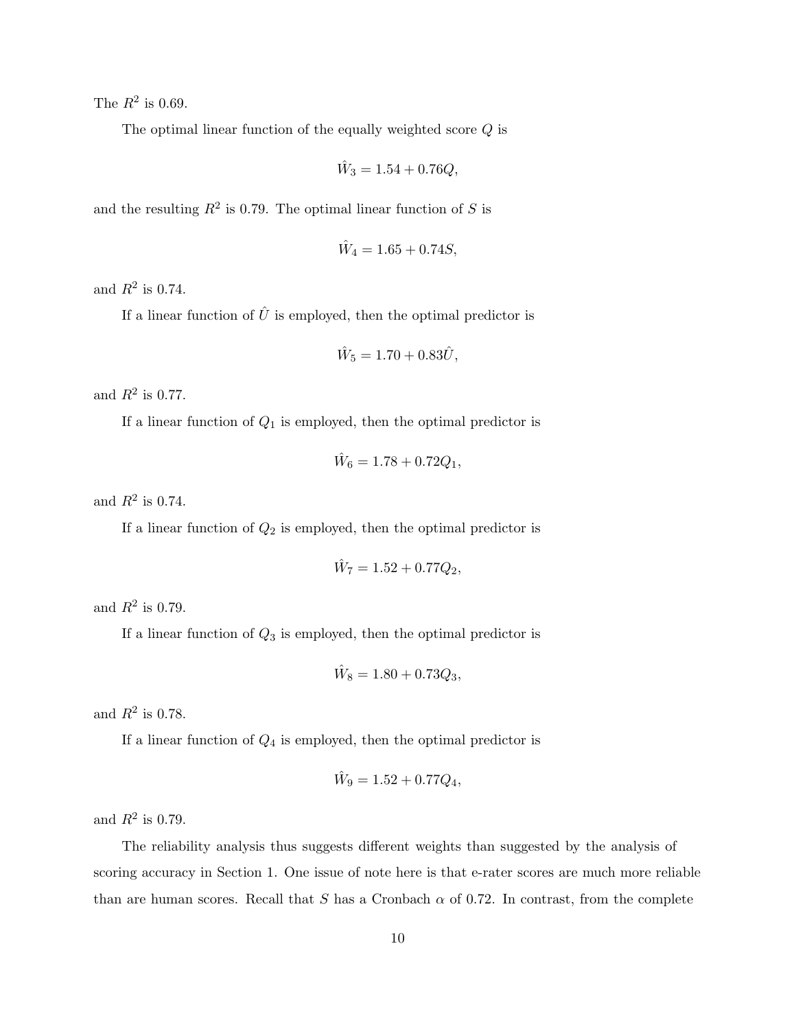The $R^2$ is 0.69.

The optimal linear function of the equally weighted score $Q$ is

$$\hat{W}_3 = 1.54 + 0.76Q,$$

and the resulting $R^2$ is 0.79. The optimal linear function of $S$ is

$$\hat{W}_4 = 1.65 + 0.74S,$$

and $R^2$ is 0.74.

If a linear function of $\hat{U}$ is employed, then the optimal predictor is

$$\hat{W}_5 = 1.70 + 0.83\hat{U},$$

and $R^2$ is 0.77.

If a linear function of $Q_1$ is employed, then the optimal predictor is

$$\hat{W}_6 = 1.78 + 0.72Q_1,$$

and $R^2$ is 0.74.

If a linear function of $Q_2$ is employed, then the optimal predictor is

$$\hat{W}_7 = 1.52 + 0.77Q_2,$$

and $R^2$ is 0.79.

If a linear function of $Q_3$ is employed, then the optimal predictor is

$$\hat{W}_8 = 1.80 + 0.73Q_3,$$

and $R^2$ is 0.78.

If a linear function of $Q_4$ is employed, then the optimal predictor is

$$\hat{W}_9 = 1.52 + 0.77Q_4,$$

and $R^2$ is 0.79.

The reliability analysis thus suggests different weights than suggested by the analysis of scoring accuracy in Section 1. One issue of note here is that e-rater scores are much more reliable than are human scores. Recall that $S$ has a Cronbach $\alpha$ of 0.72. In contrast, from the complete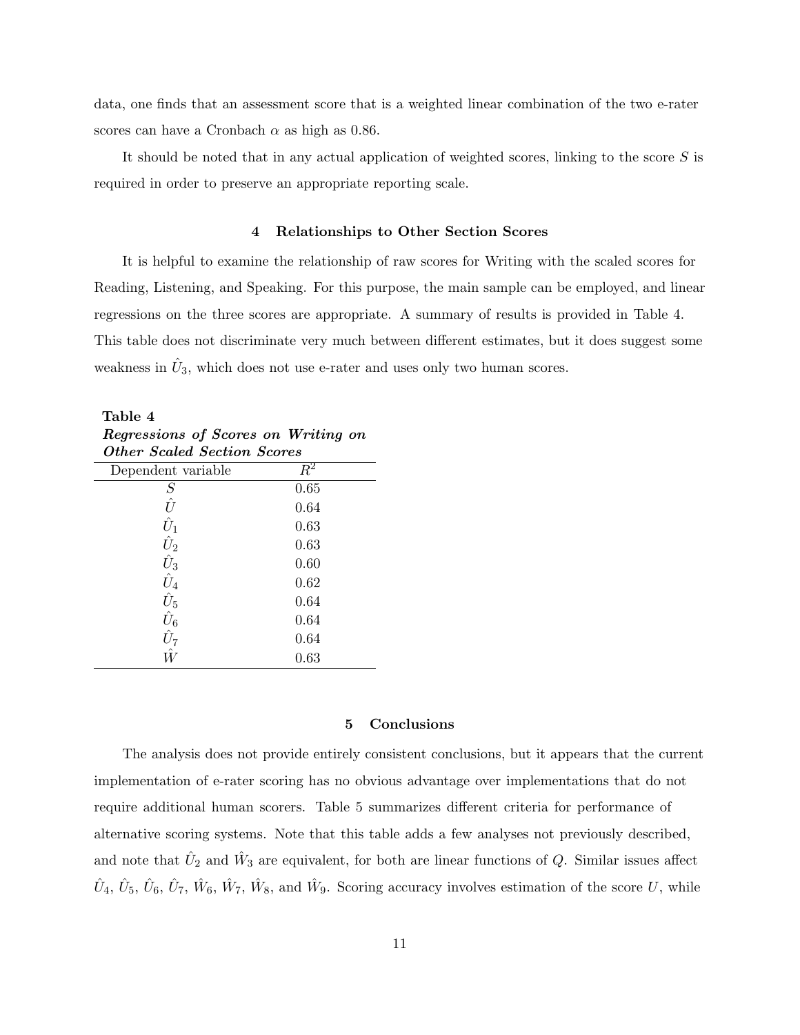data, one finds that an assessment score that is a weighted linear combination of the two e-rater scores can have a Cronbach $\alpha$ as high as 0.86.

It should be noted that in any actual application of weighted scores, linking to the score $S$ is required in order to preserve an appropriate reporting scale.

## 4 Relationships to Other Section Scores

It is helpful to examine the relationship of raw scores for Writing with the scaled scores for Reading, Listening, and Speaking. For this purpose, the main sample can be employed, and linear regressions on the three scores are appropriate. A summary of results is provided in Table 4. This table does not discriminate very much between different estimates, but it does suggest some weakness in $\hat{U}_3$, which does not use e-rater and uses only two human scores.

**Table 4**
***Regressions of Scores on Writing on Other Scaled Section Scores***

| Dependent variable | $R^2$ |
|---|---|
| $S$ | 0.65 |
| $\hat{U}$ | 0.64 |
| $\hat{U}_1$ | 0.63 |
| $\hat{U}_2$ | 0.63 |
| $\hat{U}_3$ | 0.60 |
| $\hat{U}_4$ | 0.62 |
| $\hat{U}_5$ | 0.64 |
| $\hat{U}_6$ | 0.64 |
| $\hat{U}_7$ | 0.64 |
| $\hat{W}$ | 0.63 |

## 5 Conclusions

The analysis does not provide entirely consistent conclusions, but it appears that the current implementation of e-rater scoring has no obvious advantage over implementations that do not require additional human scorers. Table 5 summarizes different criteria for performance of alternative scoring systems. Note that this table adds a few analyses not previously described, and note that $\hat{U}_2$ and $\hat{W}_3$ are equivalent, for both are linear functions of $Q$. Similar issues affect $\hat{U}_4$, $\hat{U}_5$, $\hat{U}_6$, $\hat{U}_7$, $\hat{W}_6$, $\hat{W}_7$, $\hat{W}_8$, and $\hat{W}_9$. Scoring accuracy involves estimation of the score $U$, while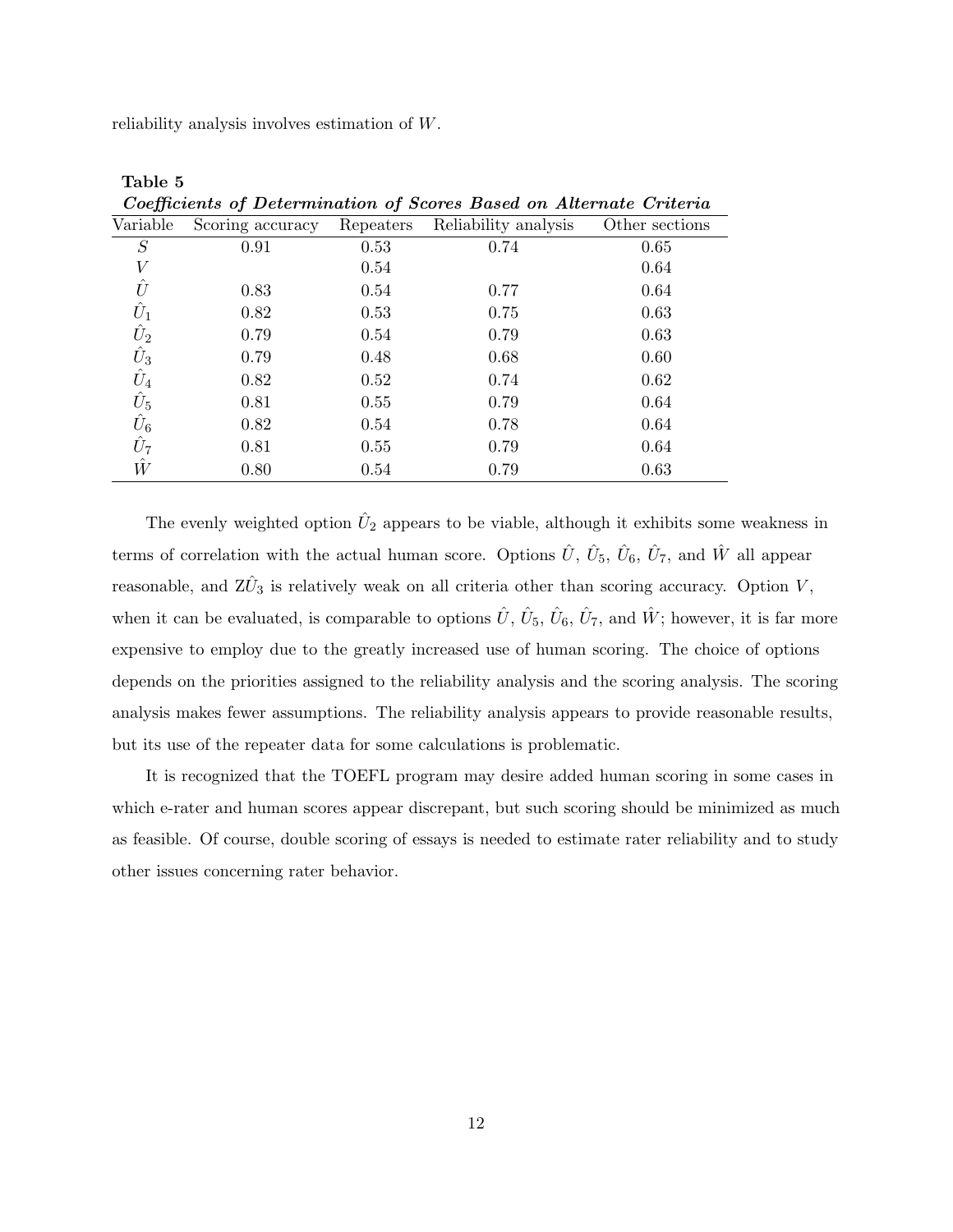reliability analysis involves estimation of $W$.

**Table 5**

***Coefficients of Determination of Scores Based on Alternate Criteria***

| Variable | Scoring accuracy | Repeaters | Reliability analysis | Other sections |
|---|---|---|---|---|
| $S$ | 0.91 | 0.53 | 0.74 | 0.65 |
| $V$ | | 0.54 | | 0.64 |
| $\hat{U}$ | 0.83 | 0.54 | 0.77 | 0.64 |
| $\hat{U}_1$ | 0.82 | 0.53 | 0.75 | 0.63 |
| $\hat{U}_2$ | 0.79 | 0.54 | 0.79 | 0.63 |
| $\hat{U}_3$ | 0.79 | 0.48 | 0.68 | 0.60 |
| $\hat{U}_4$ | 0.82 | 0.52 | 0.74 | 0.62 |
| $\hat{U}_5$ | 0.81 | 0.55 | 0.79 | 0.64 |
| $\hat{U}_6$ | 0.82 | 0.54 | 0.78 | 0.64 |
| $\hat{U}_7$ | 0.81 | 0.55 | 0.79 | 0.64 |
| $\hat{W}$ | 0.80 | 0.54 | 0.79 | 0.63 |

The evenly weighted option $\hat{U}_2$ appears to be viable, although it exhibits some weakness in terms of correlation with the actual human score. Options $\hat{U}$, $\hat{U}_5$, $\hat{U}_6$, $\hat{U}_7$, and $\hat{W}$ all appear reasonable, and Z$\hat{U}_3$ is relatively weak on all criteria other than scoring accuracy. Option $V$, when it can be evaluated, is comparable to options $\hat{U}$, $\hat{U}_5$, $\hat{U}_6$, $\hat{U}_7$, and $\hat{W}$; however, it is far more expensive to employ due to the greatly increased use of human scoring. The choice of options depends on the priorities assigned to the reliability analysis and the scoring analysis. The scoring analysis makes fewer assumptions. The reliability analysis appears to provide reasonable results, but its use of the repeater data for some calculations is problematic.

It is recognized that the TOEFL program may desire added human scoring in some cases in which e-rater and human scores appear discrepant, but such scoring should be minimized as much as feasible. Of course, double scoring of essays is needed to estimate rater reliability and to study other issues concerning rater behavior.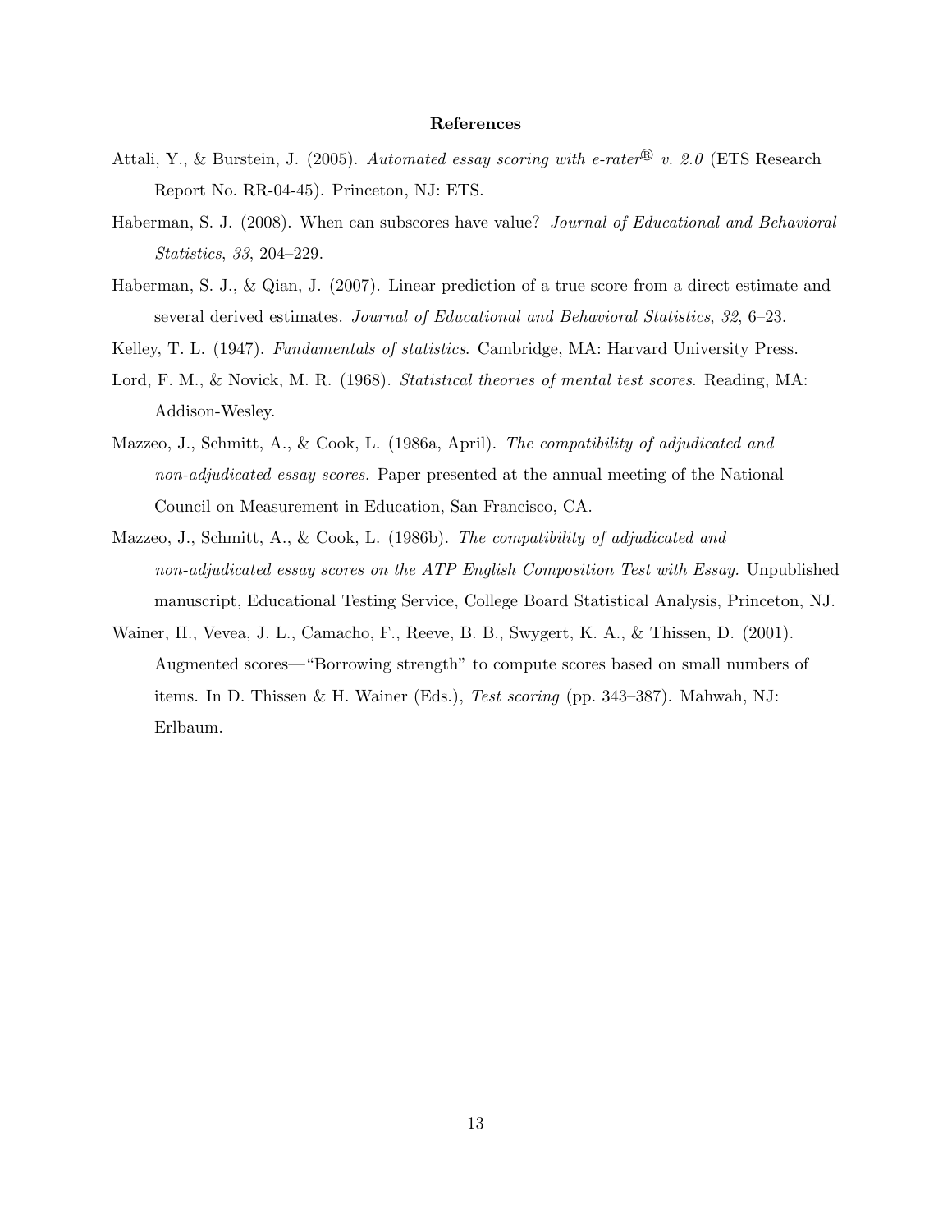# References

Attali, Y., & Burstein, J. (2005). *Automated essay scoring with e-rater® v. 2.0* (ETS Research Report No. RR-04-45). Princeton, NJ: ETS.

Haberman, S. J. (2008). When can subscores have value? *Journal of Educational and Behavioral Statistics*, *33*, 204–229.

Haberman, S. J., & Qian, J. (2007). Linear prediction of a true score from a direct estimate and several derived estimates. *Journal of Educational and Behavioral Statistics*, *32*, 6–23.

Kelley, T. L. (1947). *Fundamentals of statistics*. Cambridge, MA: Harvard University Press.

Lord, F. M., & Novick, M. R. (1968). *Statistical theories of mental test scores*. Reading, MA: Addison-Wesley.

Mazzeo, J., Schmitt, A., & Cook, L. (1986a, April). *The compatibility of adjudicated and non-adjudicated essay scores.* Paper presented at the annual meeting of the National Council on Measurement in Education, San Francisco, CA.

Mazzeo, J., Schmitt, A., & Cook, L. (1986b). *The compatibility of adjudicated and non-adjudicated essay scores on the ATP English Composition Test with Essay.* Unpublished manuscript, Educational Testing Service, College Board Statistical Analysis, Princeton, NJ.

Wainer, H., Vevea, J. L., Camacho, F., Reeve, B. B., Swygert, K. A., & Thissen, D. (2001). Augmented scores—"Borrowing strength" to compute scores based on small numbers of items. In D. Thissen & H. Wainer (Eds.), *Test scoring* (pp. 343–387). Mahwah, NJ: Erlbaum.